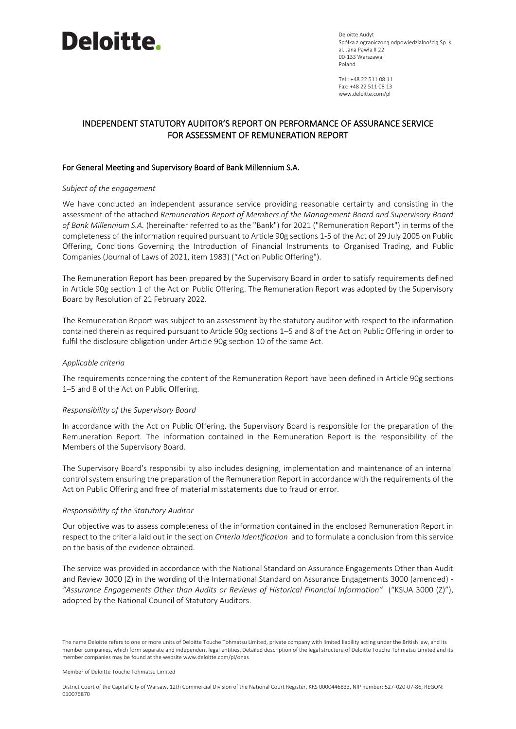Deloitte.

Deloitte Audyt
Spółka z ograniczoną odpowiedzialnością Sp. k.
al. Jana Pawła II 22
00-133 Warszawa
Poland

Tel.: +48 22 511 08 11
Fax: +48 22 511 08 13
www.deloitte.com/pl

## INDEPENDENT STATUTORY AUDITOR'S REPORT ON PERFORMANCE OF ASSURANCE SERVICE FOR ASSESSMENT OF REMUNERATION REPORT

### For General Meeting and Supervisory Board of Bank Millennium S.A.

*Subject of the engagement*

We have conducted an independent assurance service providing reasonable certainty and consisting in the assessment of the attached *Remuneration Report of Members of the Management Board and Supervisory Board of Bank Millennium S.A.* (hereinafter referred to as the "Bank") for 2021 ("Remuneration Report") in terms of the completeness of the information required pursuant to Article 90g sections 1-5 of the Act of 29 July 2005 on Public Offering, Conditions Governing the Introduction of Financial Instruments to Organised Trading, and Public Companies (Journal of Laws of 2021, item 1983) ("Act on Public Offering").

The Remuneration Report has been prepared by the Supervisory Board in order to satisfy requirements defined in Article 90g section 1 of the Act on Public Offering. The Remuneration Report was adopted by the Supervisory Board by Resolution of 21 February 2022.

The Remuneration Report was subject to an assessment by the statutory auditor with respect to the information contained therein as required pursuant to Article 90g sections 1–5 and 8 of the Act on Public Offering in order to fulfil the disclosure obligation under Article 90g section 10 of the same Act.

*Applicable criteria*

The requirements concerning the content of the Remuneration Report have been defined in Article 90g sections 1–5 and 8 of the Act on Public Offering.

*Responsibility of the Supervisory Board*

In accordance with the Act on Public Offering, the Supervisory Board is responsible for the preparation of the Remuneration Report. The information contained in the Remuneration Report is the responsibility of the Members of the Supervisory Board.

The Supervisory Board's responsibility also includes designing, implementation and maintenance of an internal control system ensuring the preparation of the Remuneration Report in accordance with the requirements of the Act on Public Offering and free of material misstatements due to fraud or error.

*Responsibility of the Statutory Auditor*

Our objective was to assess completeness of the information contained in the enclosed Remuneration Report in respect to the criteria laid out in the section *Criteria Identification* and to formulate a conclusion from this service on the basis of the evidence obtained.

The service was provided in accordance with the National Standard on Assurance Engagements Other than Audit and Review 3000 (Z) in the wording of the International Standard on Assurance Engagements 3000 (amended) - *"Assurance Engagements Other than Audits or Reviews of Historical Financial Information"* ("KSUA 3000 (Z)"), adopted by the National Council of Statutory Auditors.

The name Deloitte refers to one or more units of Deloitte Touche Tohmatsu Limited, private company with limited liability acting under the British law, and its member companies, which form separate and independent legal entities. Detailed description of the legal structure of Deloitte Touche Tohmatsu Limited and its member companies may be found at the website www.deloitte.com/pl/onas

Member of Deloitte Touche Tohmatsu Limited

District Court of the Capital City of Warsaw, 12th Commercial Division of the National Court Register, KRS 0000446833, NIP number: 527-020-07-86, REGON: 010076870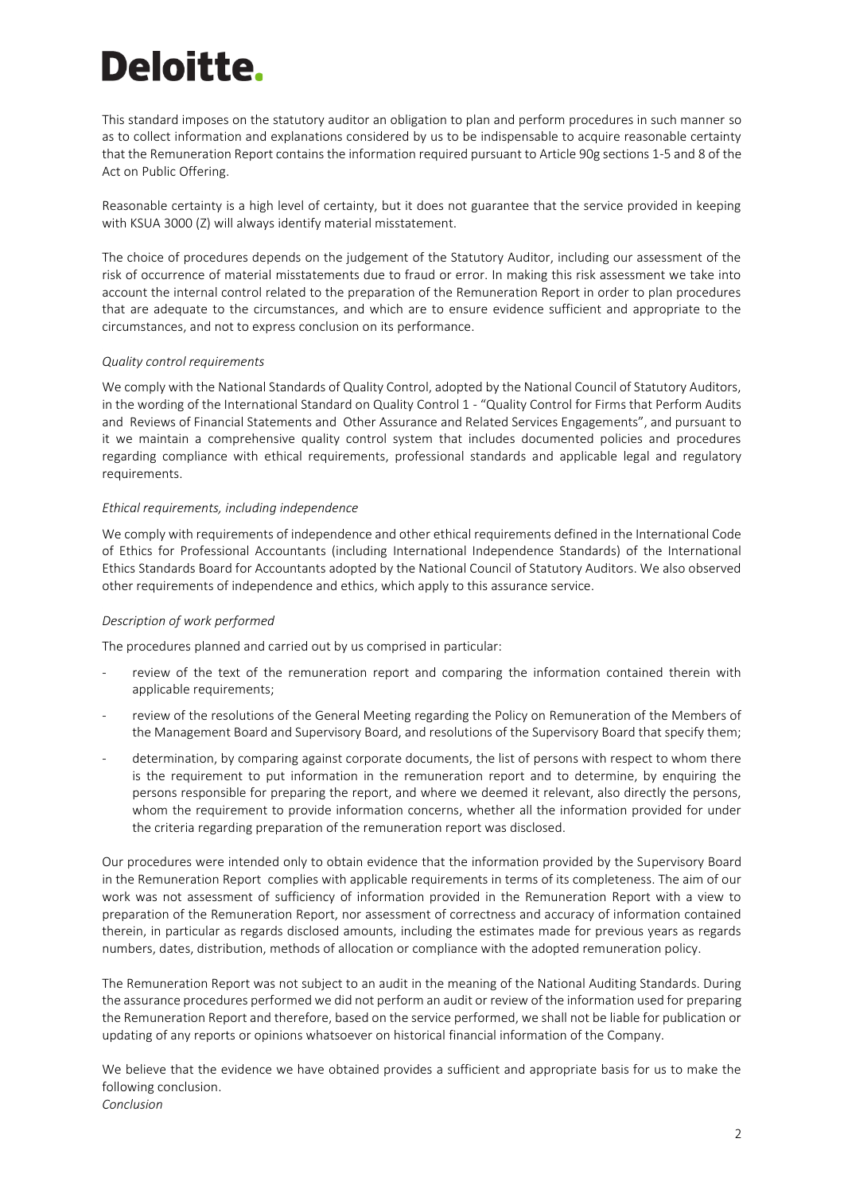This standard imposes on the statutory auditor an obligation to plan and perform procedures in such manner so as to collect information and explanations considered by us to be indispensable to acquire reasonable certainty that the Remuneration Report contains the information required pursuant to Article 90g sections 1-5 and 8 of the Act on Public Offering.

Reasonable certainty is a high level of certainty, but it does not guarantee that the service provided in keeping with KSUA 3000 (Z) will always identify material misstatement.

The choice of procedures depends on the judgement of the Statutory Auditor, including our assessment of the risk of occurrence of material misstatements due to fraud or error. In making this risk assessment we take into account the internal control related to the preparation of the Remuneration Report in order to plan procedures that are adequate to the circumstances, and which are to ensure evidence sufficient and appropriate to the circumstances, and not to express conclusion on its performance.

*Quality control requirements*

We comply with the National Standards of Quality Control, adopted by the National Council of Statutory Auditors, in the wording of the International Standard on Quality Control 1 - "Quality Control for Firms that Perform Audits and Reviews of Financial Statements and Other Assurance and Related Services Engagements", and pursuant to it we maintain a comprehensive quality control system that includes documented policies and procedures regarding compliance with ethical requirements, professional standards and applicable legal and regulatory requirements.

*Ethical requirements, including independence*

We comply with requirements of independence and other ethical requirements defined in the International Code of Ethics for Professional Accountants (including International Independence Standards) of the International Ethics Standards Board for Accountants adopted by the National Council of Statutory Auditors. We also observed other requirements of independence and ethics, which apply to this assurance service.

*Description of work performed*

The procedures planned and carried out by us comprised in particular:

- review of the text of the remuneration report and comparing the information contained therein with applicable requirements;
- review of the resolutions of the General Meeting regarding the Policy on Remuneration of the Members of the Management Board and Supervisory Board, and resolutions of the Supervisory Board that specify them;
- determination, by comparing against corporate documents, the list of persons with respect to whom there is the requirement to put information in the remuneration report and to determine, by enquiring the persons responsible for preparing the report, and where we deemed it relevant, also directly the persons, whom the requirement to provide information concerns, whether all the information provided for under the criteria regarding preparation of the remuneration report was disclosed.

Our procedures were intended only to obtain evidence that the information provided by the Supervisory Board in the Remuneration Report complies with applicable requirements in terms of its completeness. The aim of our work was not assessment of sufficiency of information provided in the Remuneration Report with a view to preparation of the Remuneration Report, nor assessment of correctness and accuracy of information contained therein, in particular as regards disclosed amounts, including the estimates made for previous years as regards numbers, dates, distribution, methods of allocation or compliance with the adopted remuneration policy.

The Remuneration Report was not subject to an audit in the meaning of the National Auditing Standards. During the assurance procedures performed we did not perform an audit or review of the information used for preparing the Remuneration Report and therefore, based on the service performed, we shall not be liable for publication or updating of any reports or opinions whatsoever on historical financial information of the Company.

We believe that the evidence we have obtained provides a sufficient and appropriate basis for us to make the following conclusion.

*Conclusion*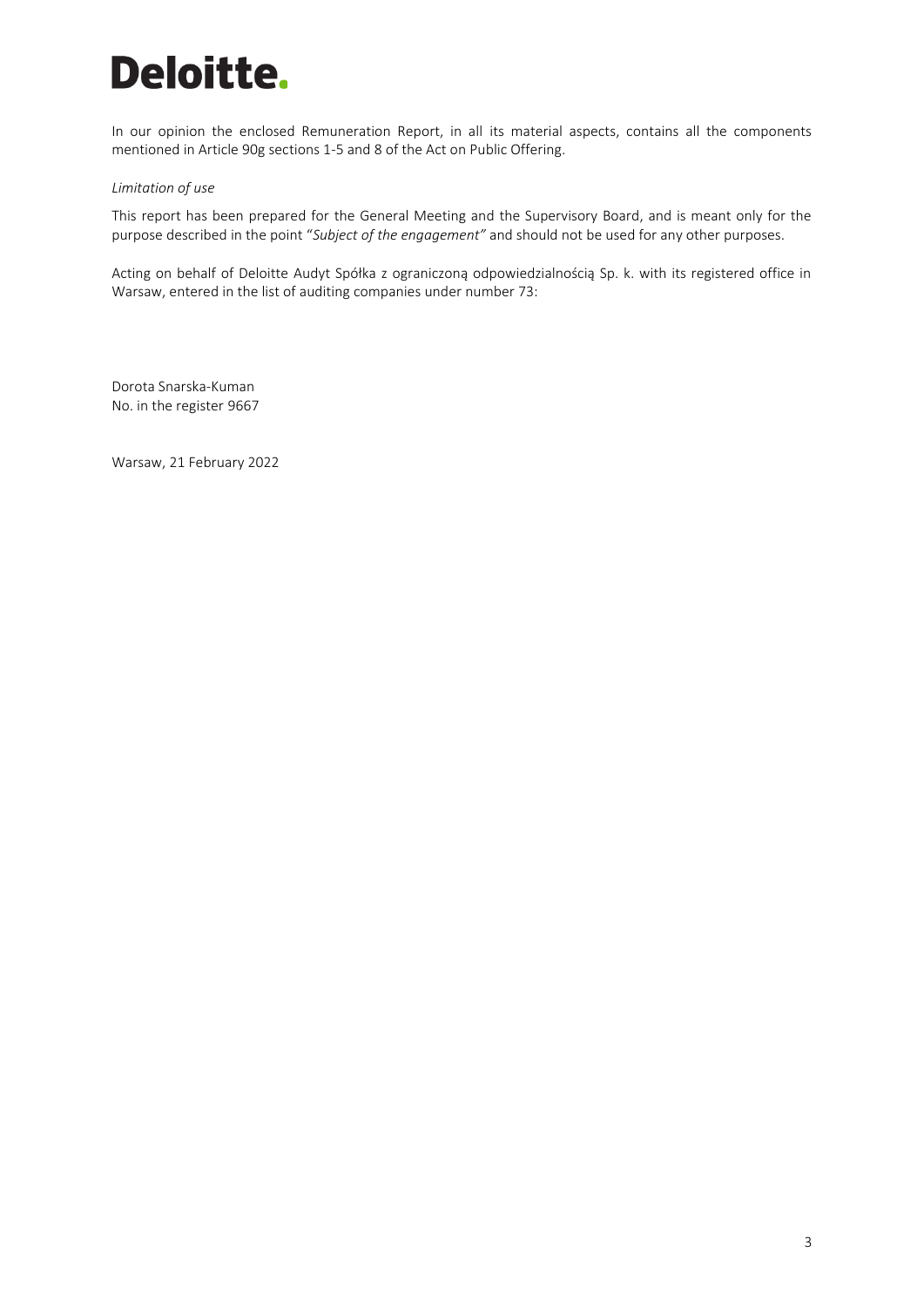In our opinion the enclosed Remuneration Report, in all its material aspects, contains all the components mentioned in Article 90g sections 1-5 and 8 of the Act on Public Offering.

*Limitation of use*

This report has been prepared for the General Meeting and the Supervisory Board, and is meant only for the purpose described in the point "*Subject of the engagement"* and should not be used for any other purposes.

Acting on behalf of Deloitte Audyt Spółka z ograniczoną odpowiedzialnością Sp. k. with its registered office in Warsaw, entered in the list of auditing companies under number 73:

Dorota Snarska-Kuman
No. in the register 9667

Warsaw, 21 February 2022